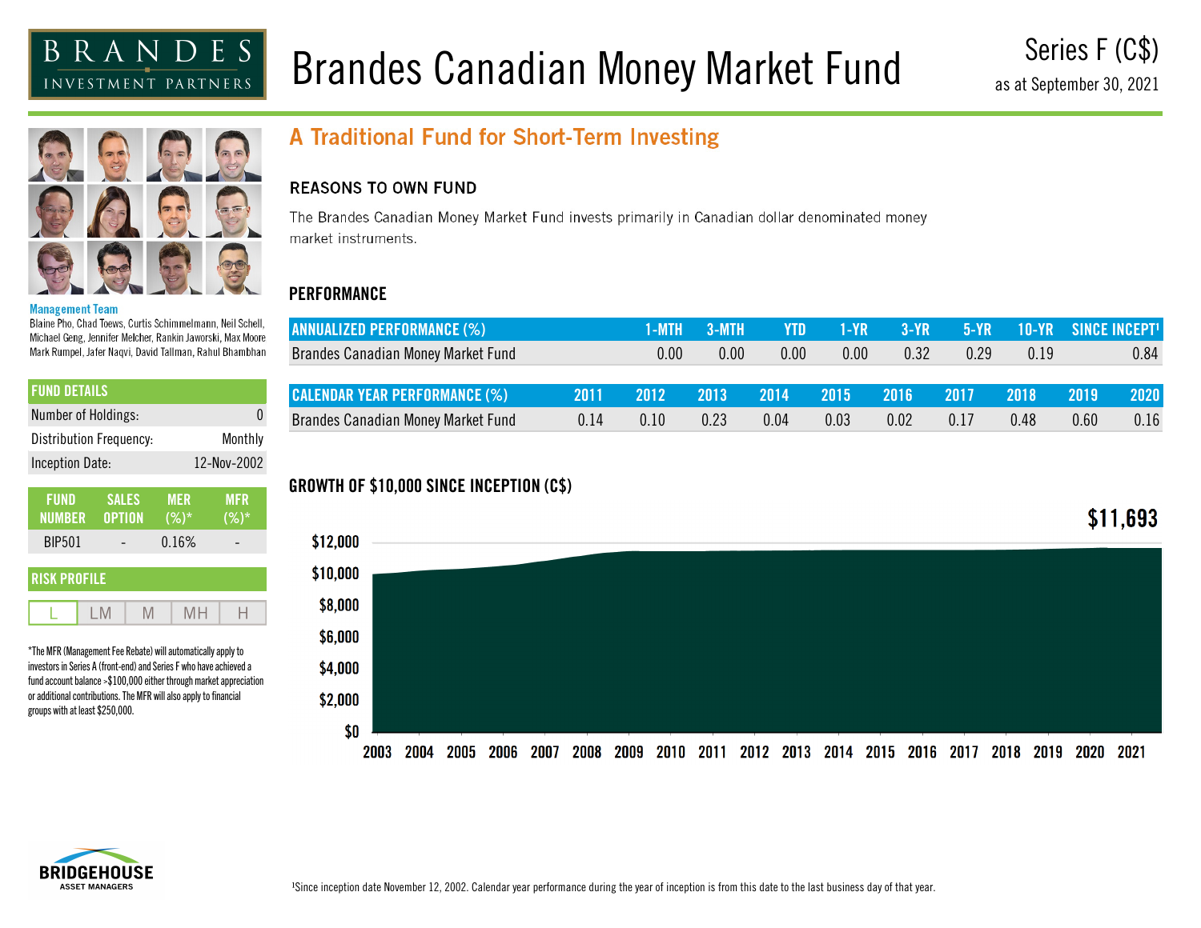BRANDES INVESTMENT PARTNERS

# Brandes Canadian Money Market Fund

Series F (C$)
as at September 30, 2021

**Management Team**
Blaine Pho, Chad Toews, Curtis Schimmelmann, Neil Schell, Michael Geng, Jennifer Melcher, Rankin Jaworski, Max Moore Mark Rumpel, Jafer Naqvi, David Tallman, Rahul Bhambhan

## FUND DETAILS

| | |
|---|---|
| Number of Holdings: | 0 |
| Distribution Frequency: | Monthly |
| Inception Date: | 12-Nov-2002 |

| FUND NUMBER | SALES OPTION | MER (%)* | MFR (%)* |
|---|---|---|---|
| BIP501 | - | 0.16% | - |

## RISK PROFILE

| L | LM | M | MH | H |
|---|---|---|---|---|

*The MFR (Management Fee Rebate) will automatically apply to investors in Series A (front-end) and Series F who have achieved a fund account balance >$100,000 either through market appreciation or additional contributions. The MFR will also apply to financial groups with at least $250,000.

## A Traditional Fund for Short-Term Investing

### REASONS TO OWN FUND

The Brandes Canadian Money Market Fund invests primarily in Canadian dollar denominated money market instruments.

### PERFORMANCE

| ANNUALIZED PERFORMANCE (%) | 1-MTH | 3-MTH | YTD | 1-YR | 3-YR | 5-YR | 10-YR | SINCE INCEPT[1] |
|---|---|---|---|---|---|---|---|---|
| Brandes Canadian Money Market Fund | 0.00 | 0.00 | 0.00 | 0.00 | 0.32 | 0.29 | 0.19 | 0.84 |

| CALENDAR YEAR PERFORMANCE (%) | 2011 | 2012 | 2013 | 2014 | 2015 | 2016 | 2017 | 2018 | 2019 | 2020 |
|---|---|---|---|---|---|---|---|---|---|---|
| Brandes Canadian Money Market Fund | 0.14 | 0.10 | 0.23 | 0.04 | 0.03 | 0.02 | 0.17 | 0.48 | 0.60 | 0.16 |

### GROWTH OF $10,000 SINCE INCEPTION (C$)

$11,693

$12,000 $10,000 $8,000 $6,000 $4,000 $2,000 $0

2003 2004 2005 2006 2007 2008 2009 2010 2011 2012 2013 2014 2015 2016 2017 2018 2019 2020 2021

BRIDGEHOUSE ASSET MANAGERS

[1]Since inception date November 12, 2002. Calendar year performance during the year of inception is from this date to the last business day of that year.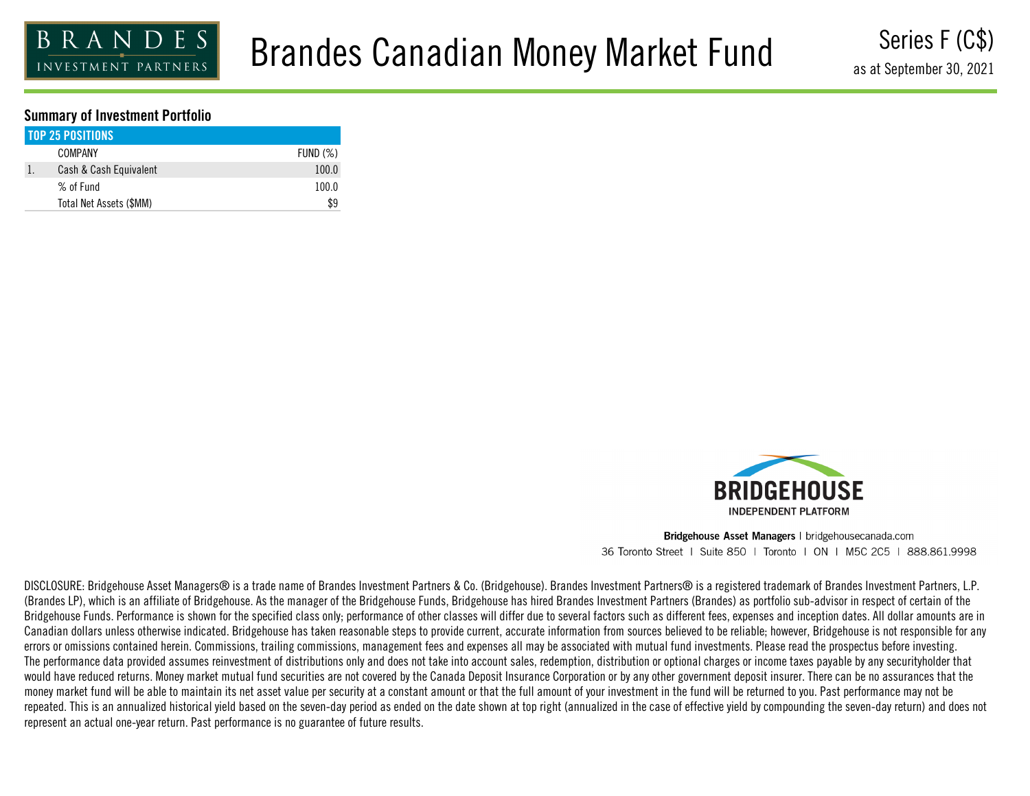Brandes Canadian Money Market Fund

Series F (C$)
as at September 30, 2021

## Summary of Investment Portfolio

| TOP 25 POSITIONS | | |
|---|---|---|
| | COMPANY | FUND (%) |
| 1. | Cash & Cash Equivalent | 100.0 |
| | % of Fund | 100.0 |
| | Total Net Assets ($MM) | $9 |

BRIDGEHOUSE
INDEPENDENT PLATFORM

**Bridgehouse Asset Managers** | bridgehousecanada.com
36 Toronto Street | Suite 850 | Toronto | ON | M5C 2C5 | 888.861.9998

DISCLOSURE: Bridgehouse Asset Managers® is a trade name of Brandes Investment Partners & Co. (Bridgehouse). Brandes Investment Partners® is a registered trademark of Brandes Investment Partners, L.P. (Brandes LP), which is an affiliate of Bridgehouse. As the manager of the Bridgehouse Funds, Bridgehouse has hired Brandes Investment Partners (Brandes) as portfolio sub-advisor in respect of certain of the Bridgehouse Funds. Performance is shown for the specified class only; performance of other classes will differ due to several factors such as different fees, expenses and inception dates. All dollar amounts are in Canadian dollars unless otherwise indicated. Bridgehouse has taken reasonable steps to provide current, accurate information from sources believed to be reliable; however, Bridgehouse is not responsible for any errors or omissions contained herein. Commissions, trailing commissions, management fees and expenses all may be associated with mutual fund investments. Please read the prospectus before investing. The performance data provided assumes reinvestment of distributions only and does not take into account sales, redemption, distribution or optional charges or income taxes payable by any securityholder that would have reduced returns. Money market mutual fund securities are not covered by the Canada Deposit Insurance Corporation or by any other government deposit insurer. There can be no assurances that the money market fund will be able to maintain its net asset value per security at a constant amount or that the full amount of your investment in the fund will be returned to you. Past performance may not be repeated. This is an annualized historical yield based on the seven-day period as ended on the date shown at top right (annualized in the case of effective yield by compounding the seven-day return) and does not represent an actual one-year return. Past performance is no guarantee of future results.